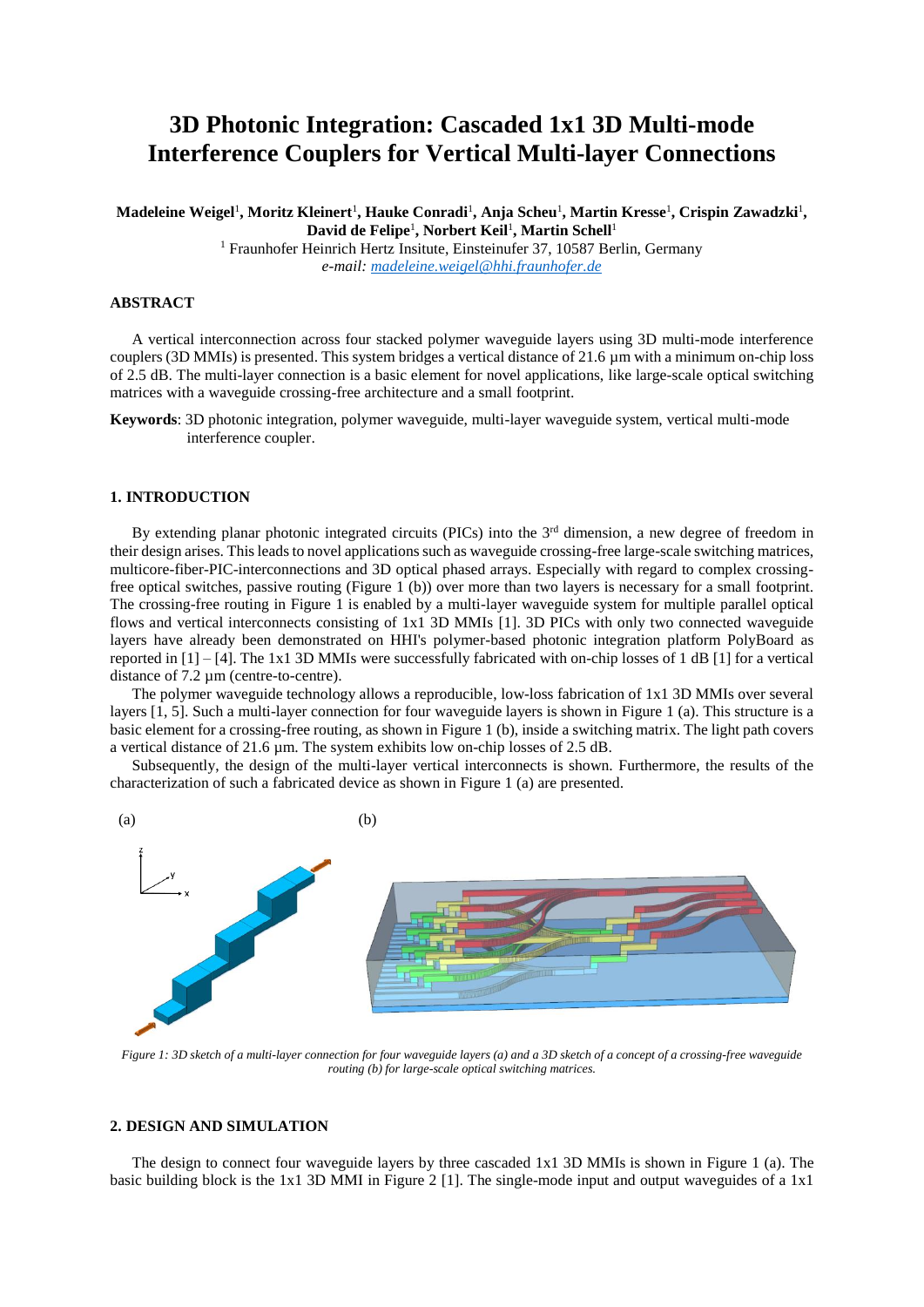# 3D Photonic Integration: Cascaded 1x1 3D Multi-mode Interference Couplers for Vertical Multi-layer Connections

**Madeleine Weigel**[1], **Moritz Kleinert**[1], **Hauke Conradi**[1], **Anja Scheu**[1], **Martin Kresse**[1], **Crispin Zawadzki**[1], **David de Felipe**[1], **Norbert Keil**[1], **Martin Schell**[1]

[1] Fraunhofer Heinrich Hertz Insitute, Einsteinufer 37, 10587 Berlin, Germany
*e-mail: madeleine.weigel@hhi.fraunhofer.de*

## ABSTRACT

A vertical interconnection across four stacked polymer waveguide layers using 3D multi-mode interference couplers (3D MMIs) is presented. This system bridges a vertical distance of 21.6 µm with a minimum on-chip loss of 2.5 dB. The multi-layer connection is a basic element for novel applications, like large-scale optical switching matrices with a waveguide crossing-free architecture and a small footprint.

**Keywords**: 3D photonic integration, polymer waveguide, multi-layer waveguide system, vertical multi-mode interference coupler.

## 1. INTRODUCTION

By extending planar photonic integrated circuits (PICs) into the 3rd dimension, a new degree of freedom in their design arises. This leads to novel applications such as waveguide crossing-free large-scale switching matrices, multicore-fiber-PIC-interconnections and 3D optical phased arrays. Especially with regard to complex crossing-free optical switches, passive routing (Figure 1 (b)) over more than two layers is necessary for a small footprint. The crossing-free routing in Figure 1 is enabled by a multi-layer waveguide system for multiple parallel optical flows and vertical interconnects consisting of 1x1 3D MMIs [1]. 3D PICs with only two connected waveguide layers have already been demonstrated on HHI's polymer-based photonic integration platform PolyBoard as reported in [1] – [4]. The 1x1 3D MMIs were successfully fabricated with on-chip losses of 1 dB [1] for a vertical distance of 7.2 µm (centre-to-centre).

The polymer waveguide technology allows a reproducible, low-loss fabrication of 1x1 3D MMIs over several layers [1, 5]. Such a multi-layer connection for four waveguide layers is shown in Figure 1 (a). This structure is a basic element for a crossing-free routing, as shown in Figure 1 (b), inside a switching matrix. The light path covers a vertical distance of 21.6 µm. The system exhibits low on-chip losses of 2.5 dB.

Subsequently, the design of the multi-layer vertical interconnects is shown. Furthermore, the results of the characterization of such a fabricated device as shown in Figure 1 (a) are presented.

*Figure 1: 3D sketch of a multi-layer connection for four waveguide layers (a) and a 3D sketch of a concept of a crossing-free waveguide routing (b) for large-scale optical switching matrices.*

## 2. DESIGN AND SIMULATION

The design to connect four waveguide layers by three cascaded 1x1 3D MMIs is shown in Figure 1 (a). The basic building block is the 1x1 3D MMI in Figure 2 [1]. The single-mode input and output waveguides of a 1x1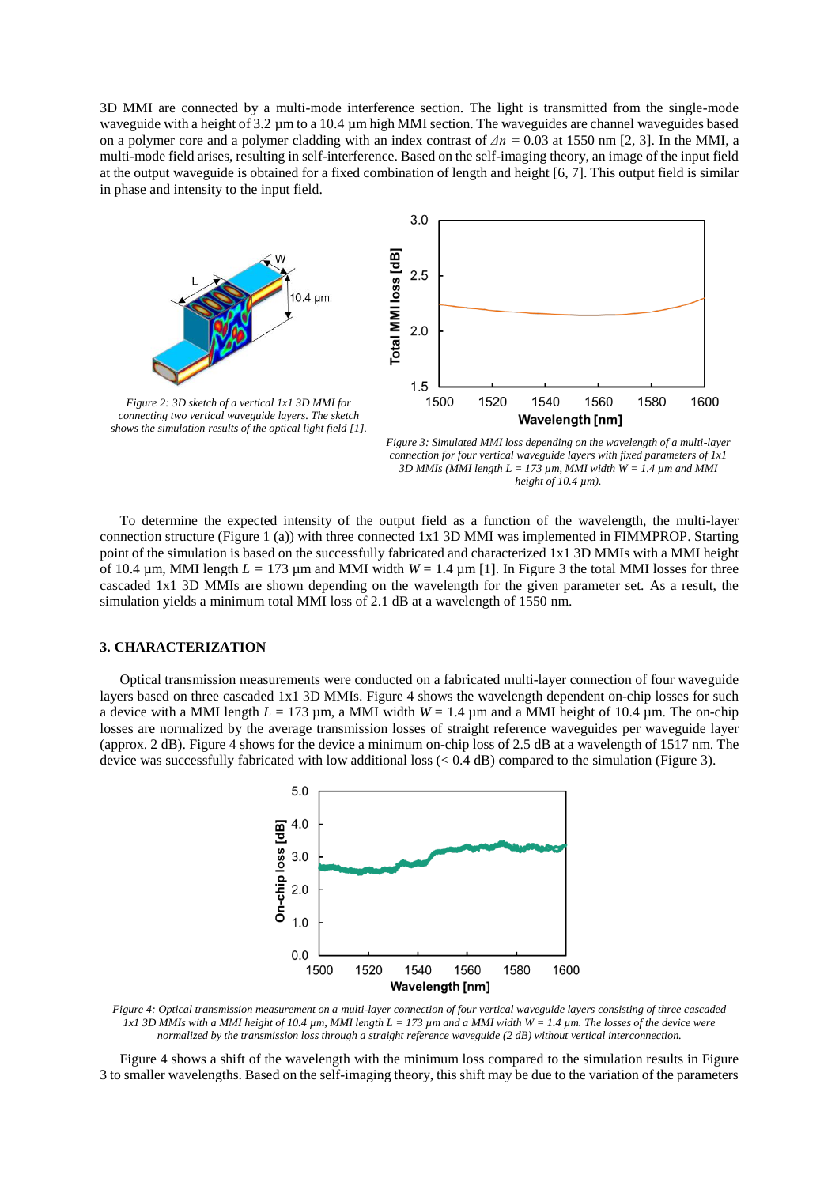3D MMI are connected by a multi-mode interference section. The light is transmitted from the single-mode waveguide with a height of 3.2 µm to a 10.4 µm high MMI section. The waveguides are channel waveguides based on a polymer core and a polymer cladding with an index contrast of $\Delta n$ = 0.03 at 1550 nm [2, 3]. In the MMI, a multi-mode field arises, resulting in self-interference. Based on the self-imaging theory, an image of the input field at the output waveguide is obtained for a fixed combination of length and height [6, 7]. This output field is similar in phase and intensity to the input field.

*Figure 2: 3D sketch of a vertical 1x1 3D MMI for connecting two vertical waveguide layers. The sketch shows the simulation results of the optical light field [1].*

*Figure 3: Simulated MMI loss depending on the wavelength of a multi-layer connection for four vertical waveguide layers with fixed parameters of 1x1 3D MMIs (MMI length $L$ = 173 µm, MMI width $W$ = 1.4 µm and MMI height of 10.4 µm).*

To determine the expected intensity of the output field as a function of the wavelength, the multi-layer connection structure (Figure 1 (a)) with three connected 1x1 3D MMI was implemented in FIMMPROP. Starting point of the simulation is based on the successfully fabricated and characterized 1x1 3D MMIs with a MMI height of 10.4 µm, MMI length $L$ = 173 µm and MMI width $W$ = 1.4 µm [1]. In Figure 3 the total MMI losses for three cascaded 1x1 3D MMIs are shown depending on the wavelength for the given parameter set. As a result, the simulation yields a minimum total MMI loss of 2.1 dB at a wavelength of 1550 nm.

### 3. CHARACTERIZATION

Optical transmission measurements were conducted on a fabricated multi-layer connection of four waveguide layers based on three cascaded 1x1 3D MMIs. Figure 4 shows the wavelength dependent on-chip losses for such a device with a MMI length $L$ = 173 µm, a MMI width $W$ = 1.4 µm and a MMI height of 10.4 µm. The on-chip losses are normalized by the average transmission losses of straight reference waveguides per waveguide layer (approx. 2 dB). Figure 4 shows for the device a minimum on-chip loss of 2.5 dB at a wavelength of 1517 nm. The device was successfully fabricated with low additional loss (< 0.4 dB) compared to the simulation (Figure 3).

*Figure 4: Optical transmission measurement on a multi-layer connection of four vertical waveguide layers consisting of three cascaded 1x1 3D MMIs with a MMI height of 10.4 µm, MMI length $L$ = 173 µm and a MMI width $W$ = 1.4 µm. The losses of the device were normalized by the transmission loss through a straight reference waveguide (2 dB) without vertical interconnection.*

Figure 4 shows a shift of the wavelength with the minimum loss compared to the simulation results in Figure 3 to smaller wavelengths. Based on the self-imaging theory, this shift may be due to the variation of the parameters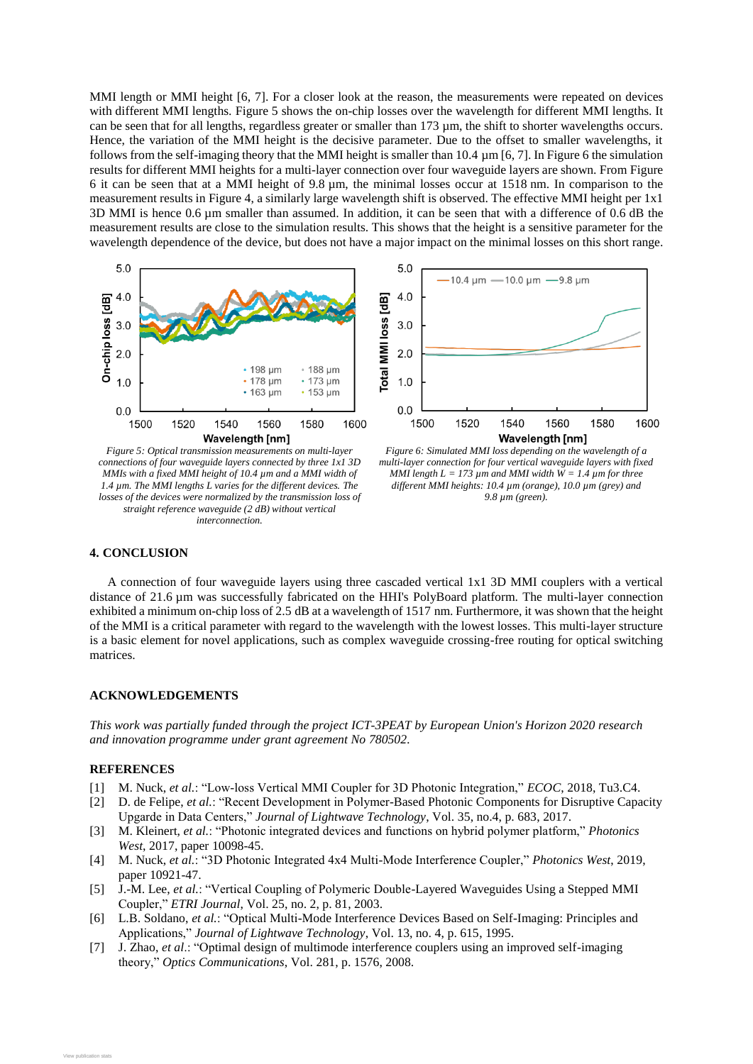MMI length or MMI height [6, 7]. For a closer look at the reason, the measurements were repeated on devices with different MMI lengths. Figure 5 shows the on-chip losses over the wavelength for different MMI lengths. It can be seen that for all lengths, regardless greater or smaller than 173 µm, the shift to shorter wavelengths occurs. Hence, the variation of the MMI height is the decisive parameter. Due to the offset to smaller wavelengths, it follows from the self-imaging theory that the MMI height is smaller than 10.4 µm [6, 7]. In Figure 6 the simulation results for different MMI heights for a multi-layer connection over four waveguide layers are shown. From Figure 6 it can be seen that at a MMI height of 9.8 µm, the minimal losses occur at 1518 nm. In comparison to the measurement results in Figure 4, a similarly large wavelength shift is observed. The effective MMI height per 1x1 3D MMI is hence 0.6 µm smaller than assumed. In addition, it can be seen that with a difference of 0.6 dB the measurement results are close to the simulation results. This shows that the height is a sensitive parameter for the wavelength dependence of the device, but does not have a major impact on the minimal losses on this short range.

On-chip loss [dB]
5.0
4.0
3.0
2.0
1.0
0.0
1500 1520 1540 1560 1580 1600
Wavelength [nm]
198 µm
188 µm
178 µm
173 µm
163 µm
153 µm

*Figure 5: Optical transmission measurements on multi-layer connections of four waveguide layers connected by three 1x1 3D MMIs with a fixed MMI height of 10.4 µm and a MMI width of 1.4 µm. The MMI lengths L varies for the different devices. The losses of the devices were normalized by the transmission loss of straight reference waveguide (2 dB) without vertical interconnection.*

Total MMI loss [dB]
5.0
4.0
3.0
2.0
1.0
0.0
1500 1520 1540 1560 1580 1600
Wavelength [nm]
10.4 µm
10.0 µm
9.8 µm

*Figure 6: Simulated MMI loss depending on the wavelength of a multi-layer connection for four vertical waveguide layers with fixed MMI length L = 173 µm and MMI width W = 1.4 µm for three different MMI heights: 10.4 µm (orange), 10.0 µm (grey) and 9.8 µm (green).*

## 4. CONCLUSION

A connection of four waveguide layers using three cascaded vertical 1x1 3D MMI couplers with a vertical distance of 21.6 µm was successfully fabricated on the HHI's PolyBoard platform. The multi-layer connection exhibited a minimum on-chip loss of 2.5 dB at a wavelength of 1517 nm. Furthermore, it was shown that the height of the MMI is a critical parameter with regard to the wavelength with the lowest losses. This multi-layer structure is a basic element for novel applications, such as complex waveguide crossing-free routing for optical switching matrices.

## ACKNOWLEDGEMENTS

*This work was partially funded through the project ICT-3PEAT by European Union's Horizon 2020 research and innovation programme under grant agreement No 780502.*

## REFERENCES

[1] M. Nuck, *et al.*: "Low-loss Vertical MMI Coupler for 3D Photonic Integration," *ECOC*, 2018, Tu3.C4.

[2] D. de Felipe, *et al.*: "Recent Development in Polymer-Based Photonic Components for Disruptive Capacity Upgarde in Data Centers," *Journal of Lightwave Technology*, Vol. 35, no.4, p. 683, 2017.

[3] M. Kleinert, *et al.*: "Photonic integrated devices and functions on hybrid polymer platform," *Photonics West*, 2017, paper 10098-45.

[4] M. Nuck, *et al.*: "3D Photonic Integrated 4x4 Multi-Mode Interference Coupler," *Photonics West*, 2019, paper 10921-47.

[5] J.-M. Lee, *et al.*: "Vertical Coupling of Polymeric Double-Layered Waveguides Using a Stepped MMI Coupler," *ETRI Journal*, Vol. 25, no. 2, p. 81, 2003.

[6] L.B. Soldano, *et al.*: "Optical Multi-Mode Interference Devices Based on Self-Imaging: Principles and Applications," *Journal of Lightwave Technology*, Vol. 13, no. 4, p. 615, 1995.

[7] J. Zhao, *et al.*: "Optimal design of multimode interference couplers using an improved self-imaging theory," *Optics Communications*, Vol. 281, p. 1576, 2008.